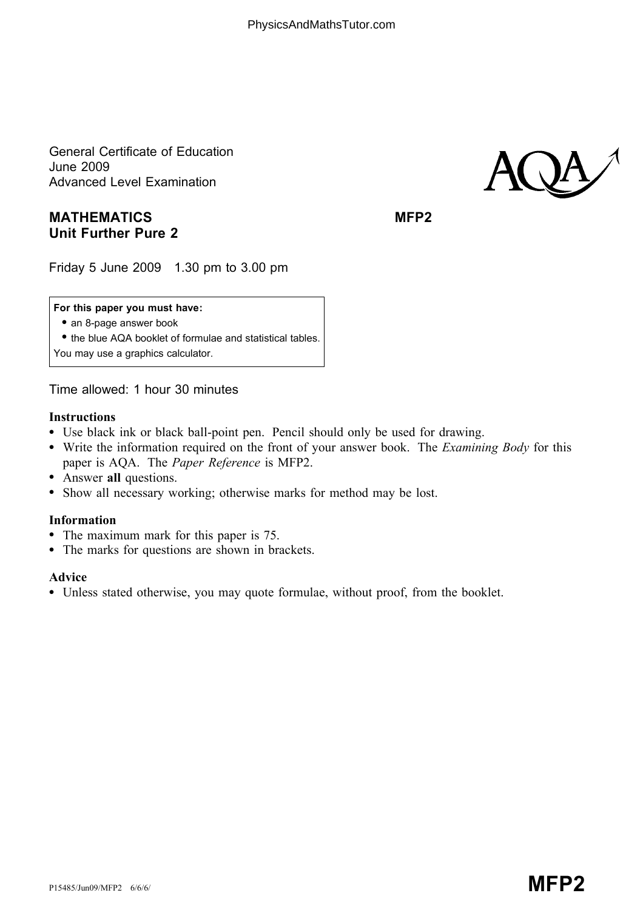General Certificate of Education
June 2009
Advanced Level Examination

**MATHEMATICS** **MFP2**
**Unit Further Pure 2**

Friday 5 June 2009 1.30 pm to 3.00 pm

**For this paper you must have:**

- an 8-page answer book
- the blue AQA booklet of formulae and statistical tables.

You may use a graphics calculator.

Time allowed: 1 hour 30 minutes

**Instructions**

- Use black ink or black ball-point pen. Pencil should only be used for drawing.
- Write the information required on the front of your answer book. The *Examining Body* for this paper is AQA. The *Paper Reference* is MFP2.
- Answer **all** questions.
- Show all necessary working; otherwise marks for method may be lost.

**Information**

- The maximum mark for this paper is 75.
- The marks for questions are shown in brackets.

**Advice**

- Unless stated otherwise, you may quote formulae, without proof, from the booklet.

P15485/Jun09/MFP2 6/6/6/ **MFP2**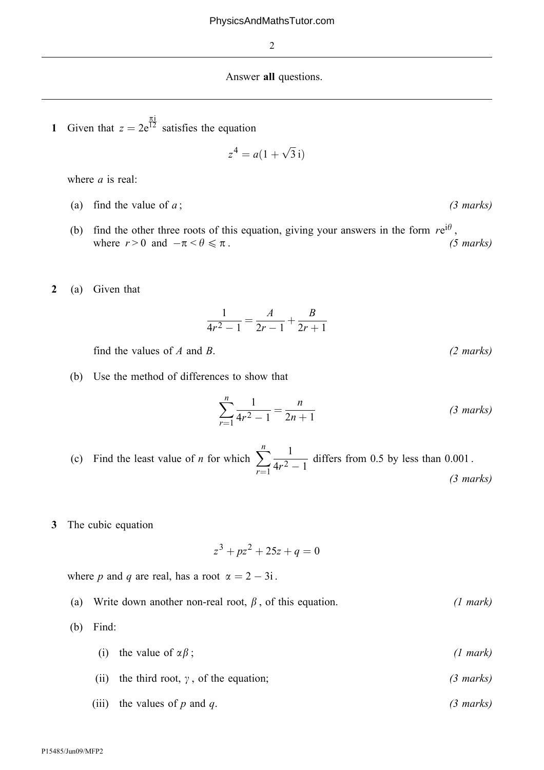Answer **all** questions.

---

**1** Given that $z = 2e^{\frac{\pi i}{12}}$ satisfies the equation

$$z^4 = a(1 + \sqrt{3}\,i)$$

where $a$ is real:

(a) find the value of $a$; *(3 marks)*

(b) find the other three roots of this equation, giving your answers in the form $re^{i\theta}$, where $r > 0$ and $-\pi < \theta \leqslant \pi$. *(5 marks)*

**2** (a) Given that

$$\frac{1}{4r^2 - 1} = \frac{A}{2r - 1} + \frac{B}{2r + 1}$$

find the values of $A$ and $B$. *(2 marks)*

(b) Use the method of differences to show that

$$\sum_{r=1}^{n} \frac{1}{4r^2 - 1} = \frac{n}{2n + 1} \qquad \textit{(3 marks)}$$

(c) Find the least value of $n$ for which $\displaystyle\sum_{r=1}^{n} \frac{1}{4r^2 - 1}$ differs from 0.5 by less than 0.001. *(3 marks)*

**3** The cubic equation

$$z^3 + pz^2 + 25z + q = 0$$

where $p$ and $q$ are real, has a root $\alpha = 2 - 3i$.

(a) Write down another non-real root, $\beta$, of this equation. *(1 mark)*

(b) Find:

(i) the value of $\alpha\beta$; *(1 mark)*

(ii) the third root, $\gamma$, of the equation; *(3 marks)*

(iii) the values of $p$ and $q$. *(3 marks)*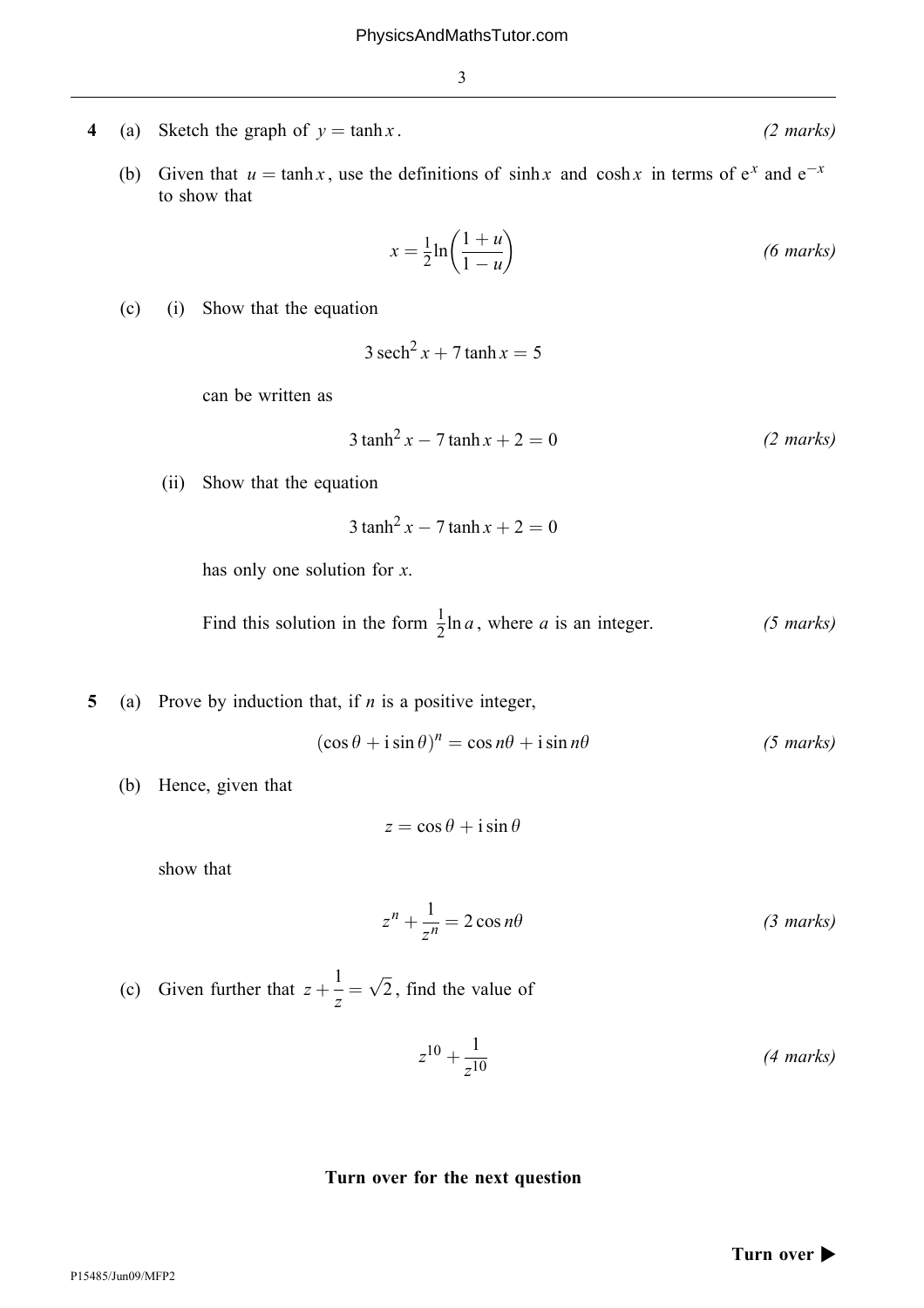**4** (a) Sketch the graph of $y = \tanh x$. *(2 marks)*

(b) Given that $u = \tanh x$, use the definitions of $\sinh x$ and $\cosh x$ in terms of $e^x$ and $e^{-x}$ to show that

$$x = \frac{1}{2}\ln\left(\frac{1+u}{1-u}\right)$$ *(6 marks)*

(c) (i) Show that the equation

$$3\,\text{sech}^2 x + 7\tanh x = 5$$

can be written as

$$3\tanh^2 x - 7\tanh x + 2 = 0$$ *(2 marks)*

(ii) Show that the equation

$$3\tanh^2 x - 7\tanh x + 2 = 0$$

has only one solution for $x$.

Find this solution in the form $\frac{1}{2}\ln a$, where $a$ is an integer. *(5 marks)*

**5** (a) Prove by induction that, if $n$ is a positive integer,

$$(\cos\theta + i\sin\theta)^n = \cos n\theta + i\sin n\theta$$ *(5 marks)*

(b) Hence, given that

$$z = \cos\theta + i\sin\theta$$

show that

$$z^n + \frac{1}{z^n} = 2\cos n\theta$$ *(3 marks)*

(c) Given further that $z + \frac{1}{z} = \sqrt{2}$, find the value of

$$z^{10} + \frac{1}{z^{10}}$$ *(4 marks)*

**Turn over for the next question**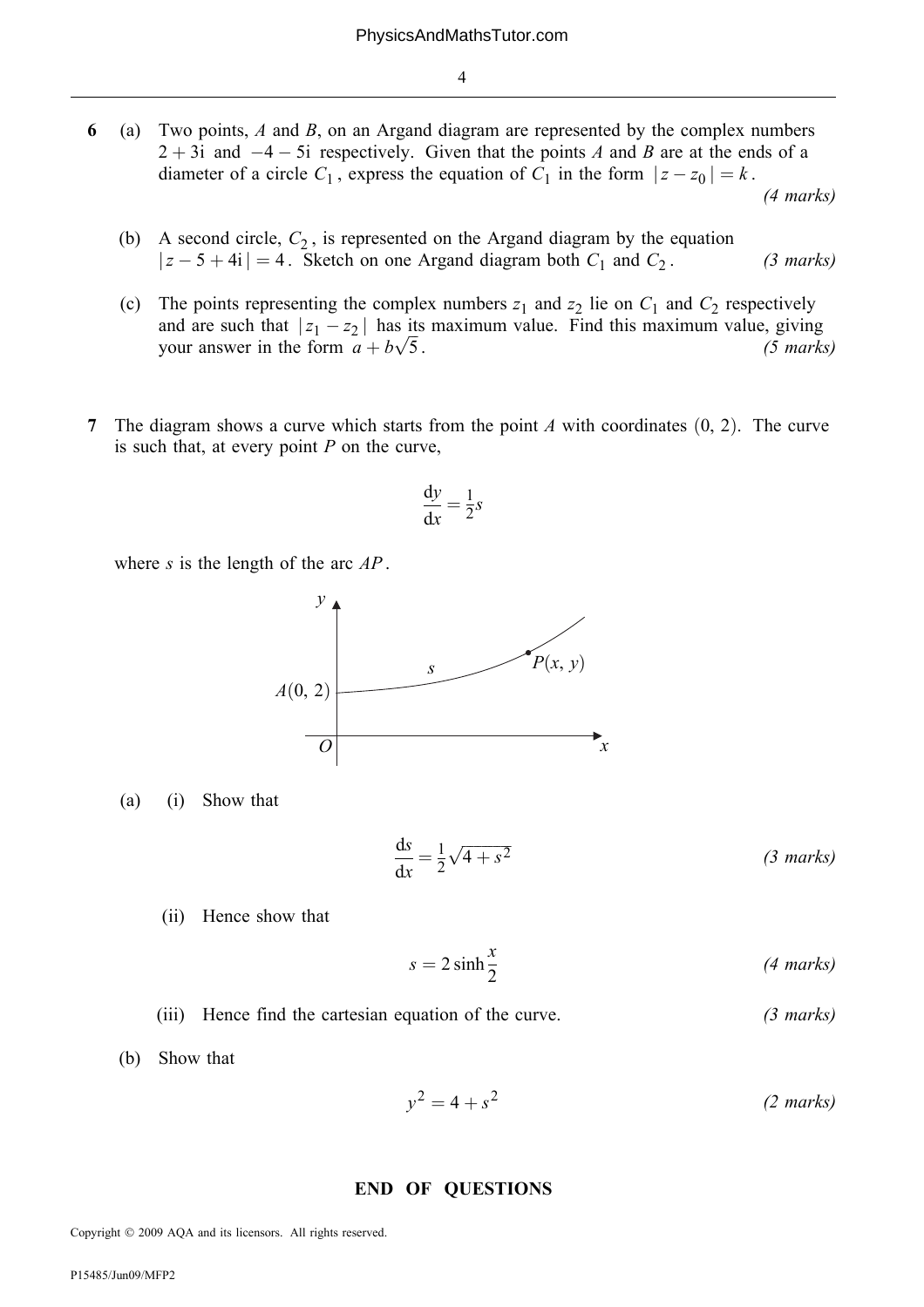**6** (a) Two points, $A$ and $B$, on an Argand diagram are represented by the complex numbers $2 + 3\text{i}$ and $-4 - 5\text{i}$ respectively. Given that the points $A$ and $B$ are at the ends of a diameter of a circle $C_1$, express the equation of $C_1$ in the form $|z - z_0| = k$. *(4 marks)*

(b) A second circle, $C_2$, is represented on the Argand diagram by the equation $|z - 5 + 4\text{i}| = 4$. Sketch on one Argand diagram both $C_1$ and $C_2$. *(3 marks)*

(c) The points representing the complex numbers $z_1$ and $z_2$ lie on $C_1$ and $C_2$ respectively and are such that $|z_1 - z_2|$ has its maximum value. Find this maximum value, giving your answer in the form $a + b\sqrt{5}$. *(5 marks)*

**7** The diagram shows a curve which starts from the point $A$ with coordinates $(0, 2)$. The curve is such that, at every point $P$ on the curve,

$$\frac{\text{d}y}{\text{d}x} = \frac{1}{2}s$$

where $s$ is the length of the arc $AP$.

$y$

$s$

$P(x, y)$

$A(0, 2)$

$O$

$x$

(a) (i) Show that

$$\frac{\text{d}s}{\text{d}x} = \frac{1}{2}\sqrt{4 + s^2}$$

*(3 marks)*

(ii) Hence show that

$$s = 2\sinh\frac{x}{2}$$

*(4 marks)*

(iii) Hence find the cartesian equation of the curve. *(3 marks)*

(b) Show that

$$y^2 = 4 + s^2$$

*(2 marks)*

**END OF QUESTIONS**

Copyright © 2009 AQA and its licensors. All rights reserved.

P15485/Jun09/MFP2